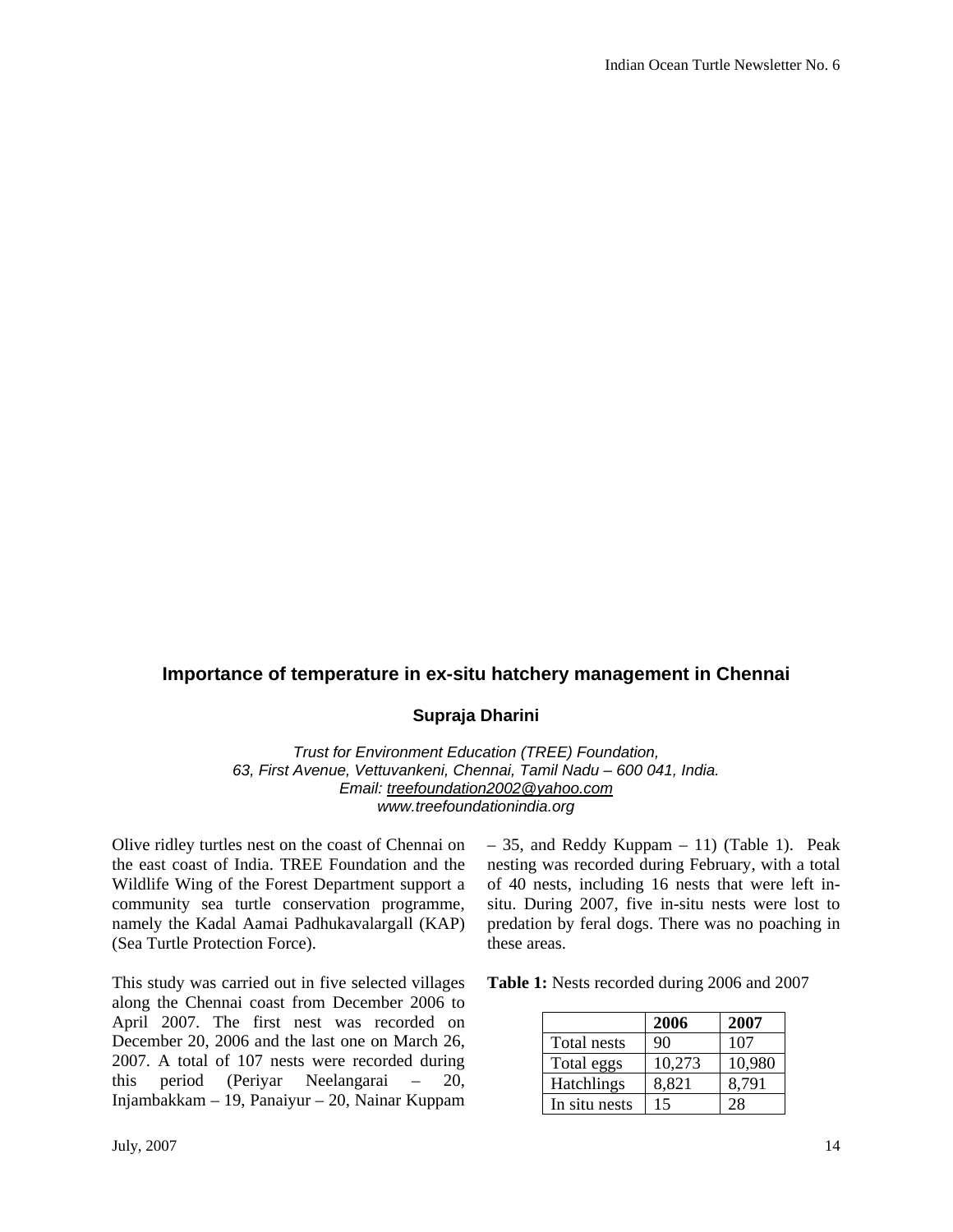## Importance of temperature in ex-situ hatchery management in Chennai

**Supraja Dharini**

*Trust for Environment Education (TREE) Foundation,*
*63, First Avenue, Vettuvankeni, Chennai, Tamil Nadu – 600 041, India.*
*Email: treefoundation2002@yahoo.com*
*www.treefoundationindia.org*

Olive ridley turtles nest on the coast of Chennai on the east coast of India. TREE Foundation and the Wildlife Wing of the Forest Department support a community sea turtle conservation programme, namely the Kadal Aamai Padhukavalargall (KAP) (Sea Turtle Protection Force).

This study was carried out in five selected villages along the Chennai coast from December 2006 to April 2007. The first nest was recorded on December 20, 2006 and the last one on March 26, 2007. A total of 107 nests were recorded during this period (Periyar Neelangarai – 20, Injambakkam – 19, Panaiyur – 20, Nainar Kuppam – 35, and Reddy Kuppam – 11) (Table 1). Peak nesting was recorded during February, with a total of 40 nests, including 16 nests that were left in-situ. During 2007, five in-situ nests were lost to predation by feral dogs. There was no poaching in these areas.

**Table 1:** Nests recorded during 2006 and 2007

| | 2006 | 2007 |
|---|---|---|
| Total nests | 90 | 107 |
| Total eggs | 10,273 | 10,980 |
| Hatchlings | 8,821 | 8,791 |
| In situ nests | 15 | 28 |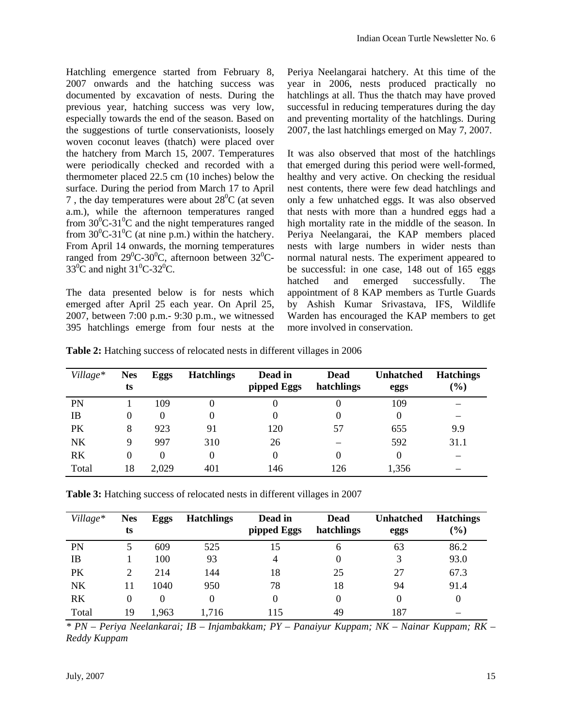Hatchling emergence started from February 8, 2007 onwards and the hatching success was documented by excavation of nests. During the previous year, hatching success was very low, especially towards the end of the season. Based on the suggestions of turtle conservationists, loosely woven coconut leaves (thatch) were placed over the hatchery from March 15, 2007. Temperatures were periodically checked and recorded with a thermometer placed 22.5 cm (10 inches) below the surface. During the period from March 17 to April 7 , the day temperatures were about $28^0$C (at seven a.m.), while the afternoon temperatures ranged from $30^0$C-$31^0$C and the night temperatures ranged from $30^0$C-$31^0$C (at nine p.m.) within the hatchery. From April 14 onwards, the morning temperatures ranged from $29^0$C-$30^0$C, afternoon between $32^0$C-$33^0$C and night $31^0$C-$32^0$C.

The data presented below is for nests which emerged after April 25 each year. On April 25, 2007, between 7:00 p.m.- 9:30 p.m., we witnessed 395 hatchlings emerge from four nests at the Periya Neelangarai hatchery. At this time of the year in 2006, nests produced practically no hatchlings at all. Thus the thatch may have proved successful in reducing temperatures during the day and preventing mortality of the hatchlings. During 2007, the last hatchlings emerged on May 7, 2007.

It was also observed that most of the hatchlings that emerged during this period were well-formed, healthy and very active. On checking the residual nest contents, there were few dead hatchlings and only a few unhatched eggs. It was also observed that nests with more than a hundred eggs had a high mortality rate in the middle of the season. In Periya Neelangarai, the KAP members placed nests with large numbers in wider nests than normal natural nests. The experiment appeared to be successful: in one case, 148 out of 165 eggs hatched and emerged successfully. The appointment of 8 KAP members as Turtle Guards by Ashish Kumar Srivastava, IFS, Wildlife Warden has encouraged the KAP members to get more involved in conservation.

**Table 2:** Hatching success of relocated nests in different villages in 2006

| *Village\** | **Nests** | **Eggs** | **Hatchlings** | **Dead in pipped Eggs** | **Dead hatchlings** | **Unhatched eggs** | **Hatchings (%)** |
|---|---|---|---|---|---|---|---|
| PN | 1 | 109 | 0 | 0 | 0 | 109 | – |
| IB | 0 | 0 | 0 | 0 | 0 | 0 | – |
| PK | 8 | 923 | 91 | 120 | 57 | 655 | 9.9 |
| NK | 9 | 997 | 310 | 26 | – | 592 | 31.1 |
| RK | 0 | 0 | 0 | 0 | 0 | 0 | – |
| Total | 18 | 2,029 | 401 | 146 | 126 | 1,356 | – |

**Table 3:** Hatching success of relocated nests in different villages in 2007

| *Village\** | **Nests** | **Eggs** | **Hatchlings** | **Dead in pipped Eggs** | **Dead hatchlings** | **Unhatched eggs** | **Hatchings (%)** |
|---|---|---|---|---|---|---|---|
| PN | 5 | 609 | 525 | 15 | 6 | 63 | 86.2 |
| IB | 1 | 100 | 93 | 4 | 0 | 3 | 93.0 |
| PK | 2 | 214 | 144 | 18 | 25 | 27 | 67.3 |
| NK | 11 | 1040 | 950 | 78 | 18 | 94 | 91.4 |
| RK | 0 | 0 | 0 | 0 | 0 | 0 | 0 |
| Total | 19 | 1,963 | 1,716 | 115 | 49 | 187 | – |

*\* PN – Periya Neelankarai; IB – Injambakkam; PY – Panaiyur Kuppam; NK – Nainar Kuppam; RK – Reddy Kuppam*